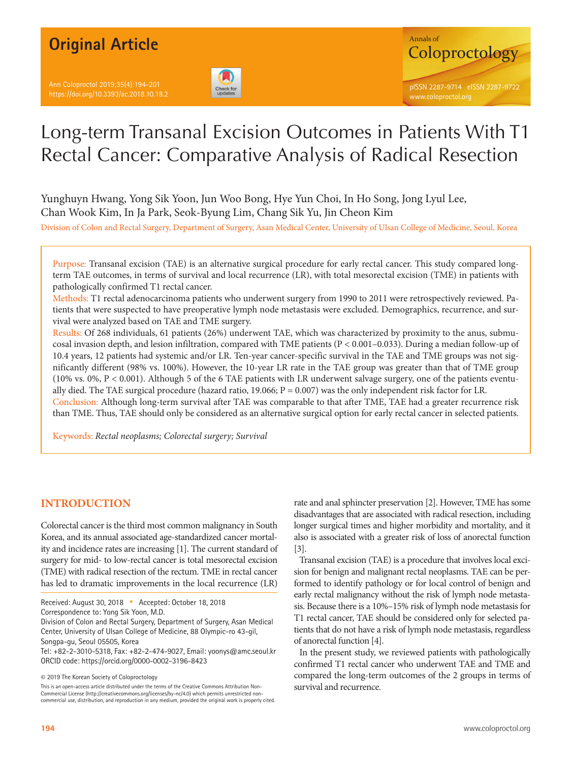Original Article

# Long-term Transanal Excision Outcomes in Patients With T1 Rectal Cancer: Comparative Analysis of Radical Resection

Yunghuyn Hwang, Yong Sik Yoon, Jun Woo Bong, Hye Yun Choi, In Ho Song, Jong Lyul Lee, Chan Wook Kim, In Ja Park, Seok-Byung Lim, Chang Sik Yu, Jin Cheon Kim

Division of Colon and Rectal Surgery, Department of Surgery, Asan Medical Center, University of Ulsan College of Medicine, Seoul, Korea

Purpose: Transanal excision (TAE) is an alternative surgical procedure for early rectal cancer. This study compared long-term TAE outcomes, in terms of survival and local recurrence (LR), with total mesorectal excision (TME) in patients with pathologically confirmed T1 rectal cancer.

Methods: T1 rectal adenocarcinoma patients who underwent surgery from 1990 to 2011 were retrospectively reviewed. Patients that were suspected to have preoperative lymph node metastasis were excluded. Demographics, recurrence, and survival were analyzed based on TAE and TME surgery.

Results: Of 268 individuals, 61 patients (26%) underwent TAE, which was characterized by proximity to the anus, submucosal invasion depth, and lesion infiltration, compared with TME patients (P < 0.001–0.033). During a median follow-up of 10.4 years, 12 patients had systemic and/or LR. Ten-year cancer-specific survival in the TAE and TME groups was not significantly different (98% vs. 100%). However, the 10-year LR rate in the TAE group was greater than that of TME group (10% vs. 0%, P < 0.001). Although 5 of the 6 TAE patients with LR underwent salvage surgery, one of the patients eventually died. The TAE surgical procedure (hazard ratio, 19.066; P = 0.007) was the only independent risk factor for LR.

Conclusion: Although long-term survival after TAE was comparable to that after TME, TAE had a greater recurrence risk than TME. Thus, TAE should only be considered as an alternative surgical option for early rectal cancer in selected patients.

Keywords: *Rectal neoplasms; Colorectal surgery; Survival*

## INTRODUCTION

Colorectal cancer is the third most common malignancy in South Korea, and its annual associated age-standardized cancer mortality and incidence rates are increasing [1]. The current standard of surgery for mid- to low-rectal cancer is total mesorectal excision (TME) with radical resection of the rectum. TME in rectal cancer has led to dramatic improvements in the local recurrence (LR) rate and anal sphincter preservation [2]. However, TME has some disadvantages that are associated with radical resection, including longer surgical times and higher morbidity and mortality, and it also is associated with a greater risk of loss of anorectal function [3].

Transanal excision (TAE) is a procedure that involves local excision for benign and malignant rectal neoplasms. TAE can be performed to identify pathology or for local control of benign and early rectal malignancy without the risk of lymph node metastasis. Because there is a 10%–15% risk of lymph node metastasis for T1 rectal cancer, TAE should be considered only for selected patients that do not have a risk of lymph node metastasis, regardless of anorectal function [4].

In the present study, we reviewed patients with pathologically confirmed T1 rectal cancer who underwent TAE and TME and compared the long-term outcomes of the 2 groups in terms of survival and recurrence.

Received: August 30, 2018 • Accepted: October 18, 2018

Correspondence to: Yong Sik Yoon, M.D.

Division of Colon and Rectal Surgery, Department of Surgery, Asan Medical Center, University of Ulsan College of Medicine, 88 Olympic-ro 43-gil, Songpa-gu, Seoul 05505, Korea

Tel: +82-2-3010-5318, Fax: +82-2-474-9027, Email: yoonys@amc.seoul.kr

ORCID code: https://orcid.org/0000-0002-3196-8423

© 2019 The Korean Society of Coloproctology

This is an open-access article distributed under the terms of the Creative Commons Attribution Non-Commercial License (http://creativecommons.org/licenses/by-nc/4.0) which permits unrestricted non-commercial use, distribution, and reproduction in any medium, provided the original work is properly cited.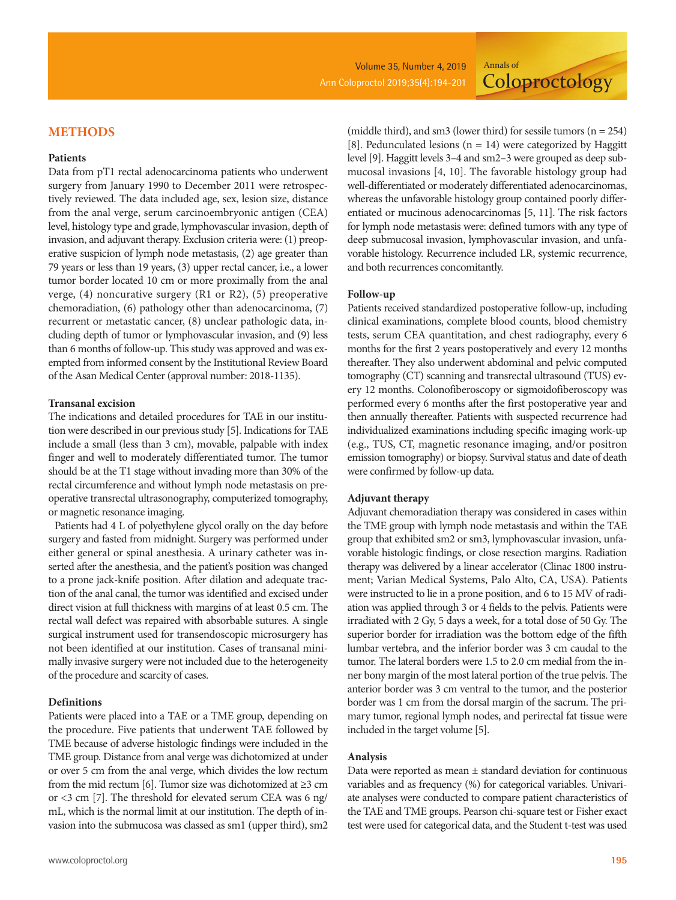## METHODS

### Patients

Data from pT1 rectal adenocarcinoma patients who underwent surgery from January 1990 to December 2011 were retrospectively reviewed. The data included age, sex, lesion size, distance from the anal verge, serum carcinoembryonic antigen (CEA) level, histology type and grade, lymphovascular invasion, depth of invasion, and adjuvant therapy. Exclusion criteria were: (1) preoperative suspicion of lymph node metastasis, (2) age greater than 79 years or less than 19 years, (3) upper rectal cancer, i.e., a lower tumor border located 10 cm or more proximally from the anal verge, (4) noncurative surgery (R1 or R2), (5) preoperative chemoradiation, (6) pathology other than adenocarcinoma, (7) recurrent or metastatic cancer, (8) unclear pathologic data, including depth of tumor or lymphovascular invasion, and (9) less than 6 months of follow-up. This study was approved and was exempted from informed consent by the Institutional Review Board of the Asan Medical Center (approval number: 2018-1135).

### Transanal excision

The indications and detailed procedures for TAE in our institution were described in our previous study [5]. Indications for TAE include a small (less than 3 cm), movable, palpable with index finger and well to moderately differentiated tumor. The tumor should be at the T1 stage without invading more than 30% of the rectal circumference and without lymph node metastasis on preoperative transrectal ultrasonography, computerized tomography, or magnetic resonance imaging.

Patients had 4 L of polyethylene glycol orally on the day before surgery and fasted from midnight. Surgery was performed under either general or spinal anesthesia. A urinary catheter was inserted after the anesthesia, and the patient's position was changed to a prone jack-knife position. After dilation and adequate traction of the anal canal, the tumor was identified and excised under direct vision at full thickness with margins of at least 0.5 cm. The rectal wall defect was repaired with absorbable sutures. A single surgical instrument used for transendoscopic microsurgery has not been identified at our institution. Cases of transanal minimally invasive surgery were not included due to the heterogeneity of the procedure and scarcity of cases.

### Definitions

Patients were placed into a TAE or a TME group, depending on the procedure. Five patients that underwent TAE followed by TME because of adverse histologic findings were included in the TME group. Distance from anal verge was dichotomized at under or over 5 cm from the anal verge, which divides the low rectum from the mid rectum [6]. Tumor size was dichotomized at ≥3 cm or <3 cm [7]. The threshold for elevated serum CEA was 6 ng/mL, which is the normal limit at our institution. The depth of invasion into the submucosa was classed as sm1 (upper third), sm2 (middle third), and sm3 (lower third) for sessile tumors (n = 254) [8]. Pedunculated lesions (n = 14) were categorized by Haggitt level [9]. Haggitt levels 3–4 and sm2–3 were grouped as deep submucosal invasions [4, 10]. The favorable histology group had well-differentiated or moderately differentiated adenocarcinomas, whereas the unfavorable histology group contained poorly differentiated or mucinous adenocarcinomas [5, 11]. The risk factors for lymph node metastasis were: defined tumors with any type of deep submucosal invasion, lymphovascular invasion, and unfavorable histology. Recurrence included LR, systemic recurrence, and both recurrences concomitantly.

### Follow-up

Patients received standardized postoperative follow-up, including clinical examinations, complete blood counts, blood chemistry tests, serum CEA quantitation, and chest radiography, every 6 months for the first 2 years postoperatively and every 12 months thereafter. They also underwent abdominal and pelvic computed tomography (CT) scanning and transrectal ultrasound (TUS) every 12 months. Colonofiberoscopy or sigmoidofiberoscopy was performed every 6 months after the first postoperative year and then annually thereafter. Patients with suspected recurrence had individualized examinations including specific imaging work-up (e.g., TUS, CT, magnetic resonance imaging, and/or positron emission tomography) or biopsy. Survival status and date of death were confirmed by follow-up data.

### Adjuvant therapy

Adjuvant chemoradiation therapy was considered in cases within the TME group with lymph node metastasis and within the TAE group that exhibited sm2 or sm3, lymphovascular invasion, unfavorable histologic findings, or close resection margins. Radiation therapy was delivered by a linear accelerator (Clinac 1800 instrument; Varian Medical Systems, Palo Alto, CA, USA). Patients were instructed to lie in a prone position, and 6 to 15 MV of radiation was applied through 3 or 4 fields to the pelvis. Patients were irradiated with 2 Gy, 5 days a week, for a total dose of 50 Gy. The superior border for irradiation was the bottom edge of the fifth lumbar vertebra, and the inferior border was 3 cm caudal to the tumor. The lateral borders were 1.5 to 2.0 cm medial from the inner bony margin of the most lateral portion of the true pelvis. The anterior border was 3 cm ventral to the tumor, and the posterior border was 1 cm from the dorsal margin of the sacrum. The primary tumor, regional lymph nodes, and perirectal fat tissue were included in the target volume [5].

### Analysis

Data were reported as mean ± standard deviation for continuous variables and as frequency (%) for categorical variables. Univariate analyses were conducted to compare patient characteristics of the TAE and TME groups. Pearson chi-square test or Fisher exact test were used for categorical data, and the Student t-test was used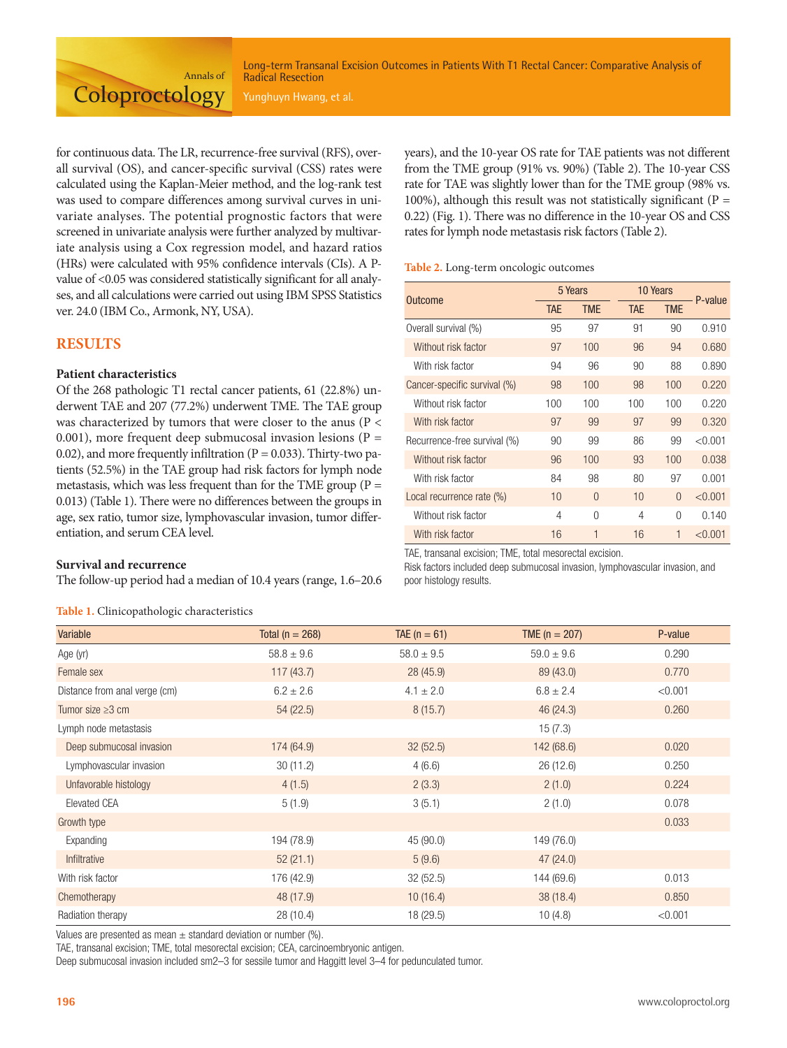for continuous data. The LR, recurrence-free survival (RFS), overall survival (OS), and cancer-specific survival (CSS) rates were calculated using the Kaplan-Meier method, and the log-rank test was used to compare differences among survival curves in univariate analyses. The potential prognostic factors that were screened in univariate analysis were further analyzed by multivariate analysis using a Cox regression model, and hazard ratios (HRs) were calculated with 95% confidence intervals (CIs). A P-value of <0.05 was considered statistically significant for all analyses, and all calculations were carried out using IBM SPSS Statistics ver. 24.0 (IBM Co., Armonk, NY, USA).

## RESULTS

### Patient characteristics

Of the 268 pathologic T1 rectal cancer patients, 61 (22.8%) underwent TAE and 207 (77.2%) underwent TME. The TAE group was characterized by tumors that were closer to the anus (P < 0.001), more frequent deep submucosal invasion lesions (P = 0.02), and more frequently infiltration (P = 0.033). Thirty-two patients (52.5%) in the TAE group had risk factors for lymph node metastasis, which was less frequent than for the TME group (P = 0.013) (Table 1). There were no differences between the groups in age, sex ratio, tumor size, lymphovascular invasion, tumor differentiation, and serum CEA level.

### Survival and recurrence

The follow-up period had a median of 10.4 years (range, 1.6–20.6 years), and the 10-year OS rate for TAE patients was not different from the TME group (91% vs. 90%) (Table 2). The 10-year CSS rate for TAE was slightly lower than for the TME group (98% vs. 100%), although this result was not statistically significant (P = 0.22) (Fig. 1). There was no difference in the 10-year OS and CSS rates for lymph node metastasis risk factors (Table 2).

**Table 2.** Long-term oncologic outcomes

| Outcome | 5 Years | | 10 Years | | P-value |
|---|---|---|---|---|---|
| | TAE | TME | TAE | TME | |
| Overall survival (%) | 95 | 97 | 91 | 90 | 0.910 |
| Without risk factor | 97 | 100 | 96 | 94 | 0.680 |
| With risk factor | 94 | 96 | 90 | 88 | 0.890 |
| Cancer-specific survival (%) | 98 | 100 | 98 | 100 | 0.220 |
| Without risk factor | 100 | 100 | 100 | 100 | 0.220 |
| With risk factor | 97 | 99 | 97 | 99 | 0.320 |
| Recurrence-free survival (%) | 90 | 99 | 86 | 99 | <0.001 |
| Without risk factor | 96 | 100 | 93 | 100 | 0.038 |
| With risk factor | 84 | 98 | 80 | 97 | 0.001 |
| Local recurrence rate (%) | 10 | 0 | 10 | 0 | <0.001 |
| Without risk factor | 4 | 0 | 4 | 0 | 0.140 |
| With risk factor | 16 | 1 | 16 | 1 | <0.001 |

TAE, transanal excision; TME, total mesorectal excision.
Risk factors included deep submucosal invasion, lymphovascular invasion, and poor histology results.

**Table 1.** Clinicopathologic characteristics

| Variable | Total (n = 268) | TAE (n = 61) | TME (n = 207) | P-value |
|---|---|---|---|---|
| Age (yr) | 58.8 ± 9.6 | 58.0 ± 9.5 | 59.0 ± 9.6 | 0.290 |
| Female sex | 117 (43.7) | 28 (45.9) | 89 (43.0) | 0.770 |
| Distance from anal verge (cm) | 6.2 ± 2.6 | 4.1 ± 2.0 | 6.8 ± 2.4 | <0.001 |
| Tumor size ≥3 cm | 54 (22.5) | 8 (15.7) | 46 (24.3) | 0.260 |
| Lymph node metastasis | | | 15 (7.3) | |
| Deep submucosal invasion | 174 (64.9) | 32 (52.5) | 142 (68.6) | 0.020 |
| Lymphovascular invasion | 30 (11.2) | 4 (6.6) | 26 (12.6) | 0.250 |
| Unfavorable histology | 4 (1.5) | 2 (3.3) | 2 (1.0) | 0.224 |
| Elevated CEA | 5 (1.9) | 3 (5.1) | 2 (1.0) | 0.078 |
| Growth type | | | | 0.033 |
| Expanding | 194 (78.9) | 45 (90.0) | 149 (76.0) | |
| Infiltrative | 52 (21.1) | 5 (9.6) | 47 (24.0) | |
| With risk factor | 176 (42.9) | 32 (52.5) | 144 (69.6) | 0.013 |
| Chemotherapy | 48 (17.9) | 10 (16.4) | 38 (18.4) | 0.850 |
| Radiation therapy | 28 (10.4) | 18 (29.5) | 10 (4.8) | <0.001 |

Values are presented as mean ± standard deviation or number (%).
TAE, transanal excision; TME, total mesorectal excision; CEA, carcinoembryonic antigen.
Deep submucosal invasion included sm2–3 for sessile tumor and Haggitt level 3–4 for pedunculated tumor.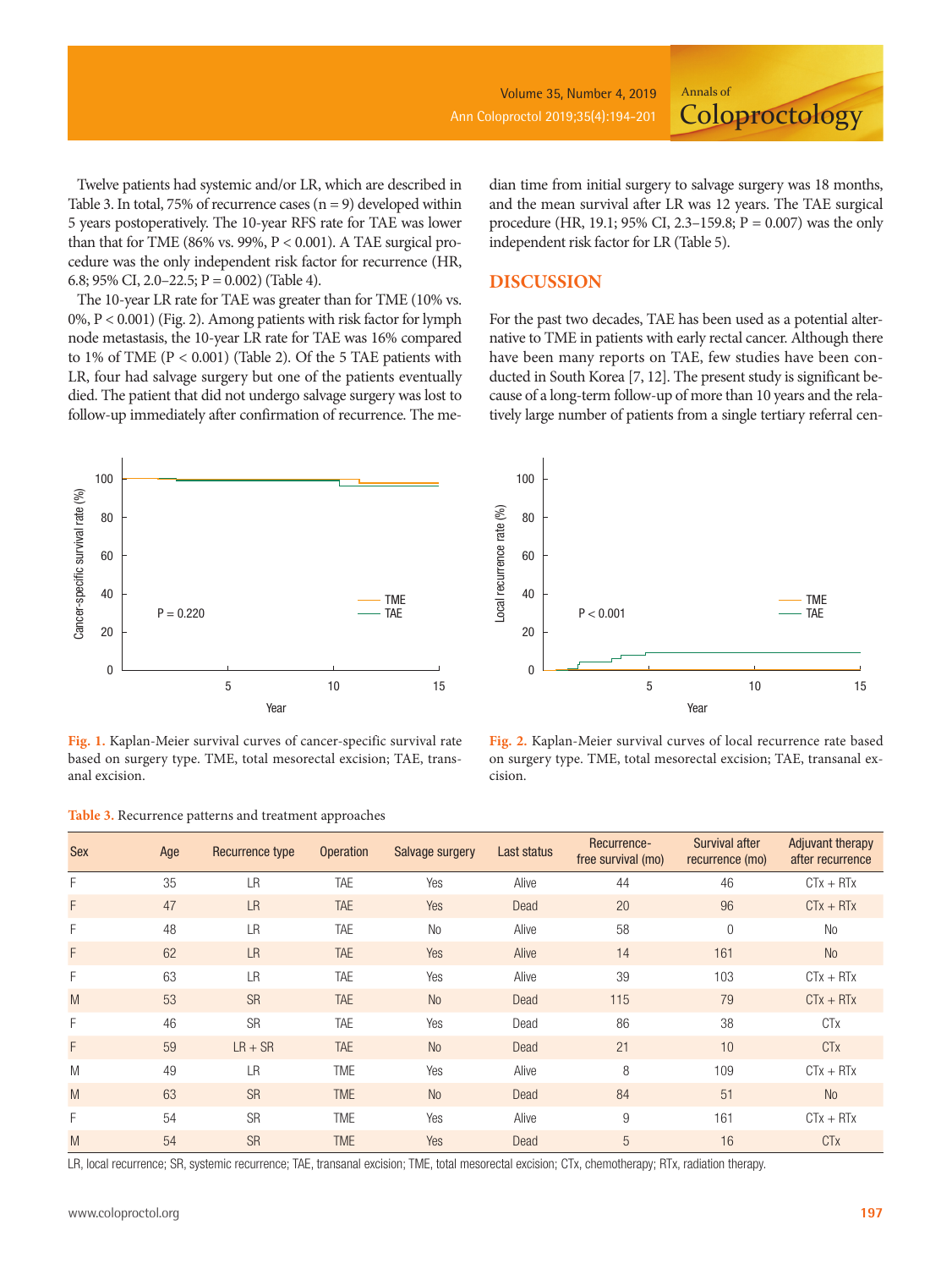Twelve patients had systemic and/or LR, which are described in Table 3. In total, 75% of recurrence cases (n = 9) developed within 5 years postoperatively. The 10-year RFS rate for TAE was lower than that for TME (86% vs. 99%, P < 0.001). A TAE surgical procedure was the only independent risk factor for recurrence (HR, 6.8; 95% CI, 2.0–22.5; P = 0.002) (Table 4).

The 10-year LR rate for TAE was greater than for TME (10% vs. 0%, P < 0.001) (Fig. 2). Among patients with risk factor for lymph node metastasis, the 10-year LR rate for TAE was 16% compared to 1% of TME (P < 0.001) (Table 2). Of the 5 TAE patients with LR, four had salvage surgery but one of the patients eventually died. The patient that did not undergo salvage surgery was lost to follow-up immediately after confirmation of recurrence. The median time from initial surgery to salvage surgery was 18 months, and the mean survival after LR was 12 years. The TAE surgical procedure (HR, 19.1; 95% CI, 2.3–159.8; P = 0.007) was the only independent risk factor for LR (Table 5).

## DISCUSSION

For the past two decades, TAE has been used as a potential alternative to TME in patients with early rectal cancer. Although there have been many reports on TAE, few studies have been conducted in South Korea [7, 12]. The present study is significant because of a long-term follow-up of more than 10 years and the relatively large number of patients from a single tertiary referral cen-

**Fig. 1.** Kaplan-Meier survival curves of cancer-specific survival rate based on surgery type. TME, total mesorectal excision; TAE, transanal excision.

**Fig. 2.** Kaplan-Meier survival curves of local recurrence rate based on surgery type. TME, total mesorectal excision; TAE, transanal excision.

**Table 3.** Recurrence patterns and treatment approaches

| Sex | Age | Recurrence type | Operation | Salvage surgery | Last status | Recurrence-free survival (mo) | Survival after recurrence (mo) | Adjuvant therapy after recurrence |
|---|---|---|---|---|---|---|---|---|
| F | 35 | LR | TAE | Yes | Alive | 44 | 46 | CTx + RTx |
| F | 47 | LR | TAE | Yes | Dead | 20 | 96 | CTx + RTx |
| F | 48 | LR | TAE | No | Alive | 58 | 0 | No |
| F | 62 | LR | TAE | Yes | Alive | 14 | 161 | No |
| F | 63 | LR | TAE | Yes | Alive | 39 | 103 | CTx + RTx |
| M | 53 | SR | TAE | No | Dead | 115 | 79 | CTx + RTx |
| F | 46 | SR | TAE | Yes | Dead | 86 | 38 | CTx |
| F | 59 | LR + SR | TAE | No | Dead | 21 | 10 | CTx |
| M | 49 | LR | TME | Yes | Alive | 8 | 109 | CTx + RTx |
| M | 63 | SR | TME | No | Dead | 84 | 51 | No |
| F | 54 | SR | TME | Yes | Alive | 9 | 161 | CTx + RTx |
| M | 54 | SR | TME | Yes | Dead | 5 | 16 | CTx |

LR, local recurrence; SR, systemic recurrence; TAE, transanal excision; TME, total mesorectal excision; CTx, chemotherapy; RTx, radiation therapy.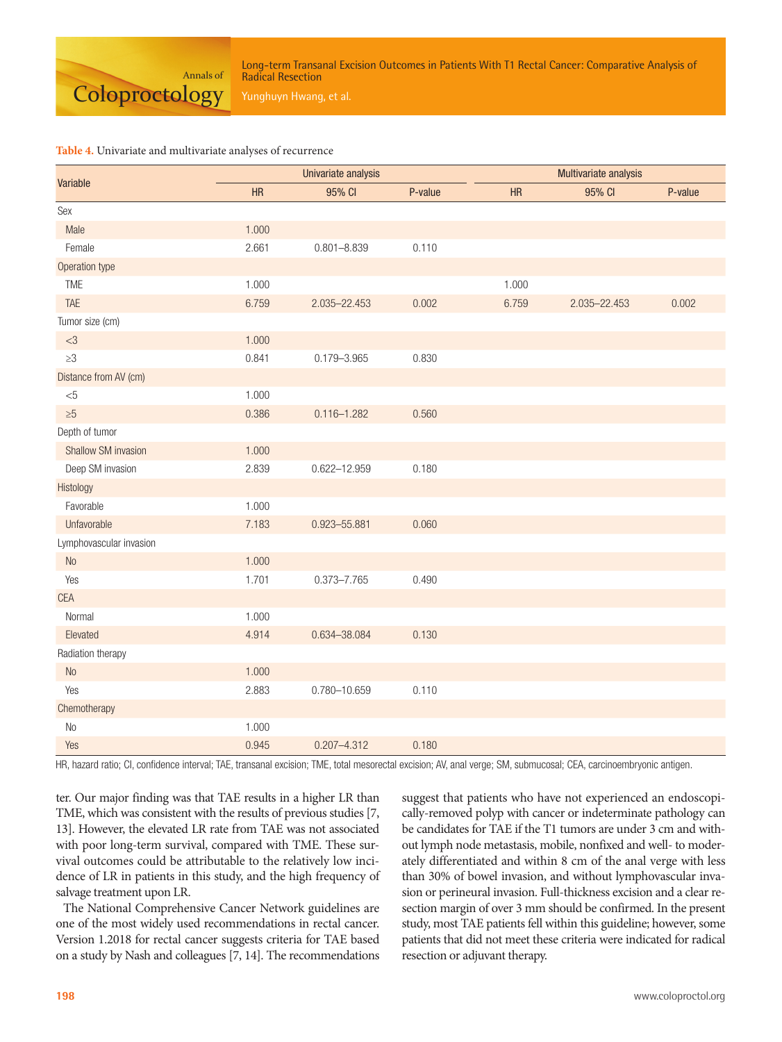**Table 4.** Univariate and multivariate analyses of recurrence

| Variable | Univariate analysis | | | Multivariate analysis | | |
|---|---|---|---|---|---|---|
| | HR | 95% CI | P-value | HR | 95% CI | P-value |
| Sex | | | | | | |
| Male | 1.000 | | | | | |
| Female | 2.661 | 0.801–8.839 | 0.110 | | | |
| Operation type | | | | | | |
| TME | 1.000 | | | 1.000 | | |
| TAE | 6.759 | 2.035–22.453 | 0.002 | 6.759 | 2.035–22.453 | 0.002 |
| Tumor size (cm) | | | | | | |
| <3 | 1.000 | | | | | |
| ≥3 | 0.841 | 0.179–3.965 | 0.830 | | | |
| Distance from AV (cm) | | | | | | |
| <5 | 1.000 | | | | | |
| ≥5 | 0.386 | 0.116–1.282 | 0.560 | | | |
| Depth of tumor | | | | | | |
| Shallow SM invasion | 1.000 | | | | | |
| Deep SM invasion | 2.839 | 0.622–12.959 | 0.180 | | | |
| Histology | | | | | | |
| Favorable | 1.000 | | | | | |
| Unfavorable | 7.183 | 0.923–55.881 | 0.060 | | | |
| Lymphovascular invasion | | | | | | |
| No | 1.000 | | | | | |
| Yes | 1.701 | 0.373–7.765 | 0.490 | | | |
| CEA | | | | | | |
| Normal | 1.000 | | | | | |
| Elevated | 4.914 | 0.634–38.084 | 0.130 | | | |
| Radiation therapy | | | | | | |
| No | 1.000 | | | | | |
| Yes | 2.883 | 0.780–10.659 | 0.110 | | | |
| Chemotherapy | | | | | | |
| No | 1.000 | | | | | |
| Yes | 0.945 | 0.207–4.312 | 0.180 | | | |

HR, hazard ratio; CI, confidence interval; TAE, transanal excision; TME, total mesorectal excision; AV, anal verge; SM, submucosal; CEA, carcinoembryonic antigen.

ter. Our major finding was that TAE results in a higher LR than TME, which was consistent with the results of previous studies [7, 13]. However, the elevated LR rate from TAE was not associated with poor long-term survival, compared with TME. These survival outcomes could be attributable to the relatively low incidence of LR in patients in this study, and the high frequency of salvage treatment upon LR.

The National Comprehensive Cancer Network guidelines are one of the most widely used recommendations in rectal cancer. Version 1.2018 for rectal cancer suggests criteria for TAE based on a study by Nash and colleagues [7, 14]. The recommendations suggest that patients who have not experienced an endoscopically-removed polyp with cancer or indeterminate pathology can be candidates for TAE if the T1 tumors are under 3 cm and without lymph node metastasis, mobile, nonfixed and well- to moderately differentiated and within 8 cm of the anal verge with less than 30% of bowel invasion, and without lymphovascular invasion or perineural invasion. Full-thickness excision and a clear resection margin of over 3 mm should be confirmed. In the present study, most TAE patients fell within this guideline; however, some patients that did not meet these criteria were indicated for radical resection or adjuvant therapy.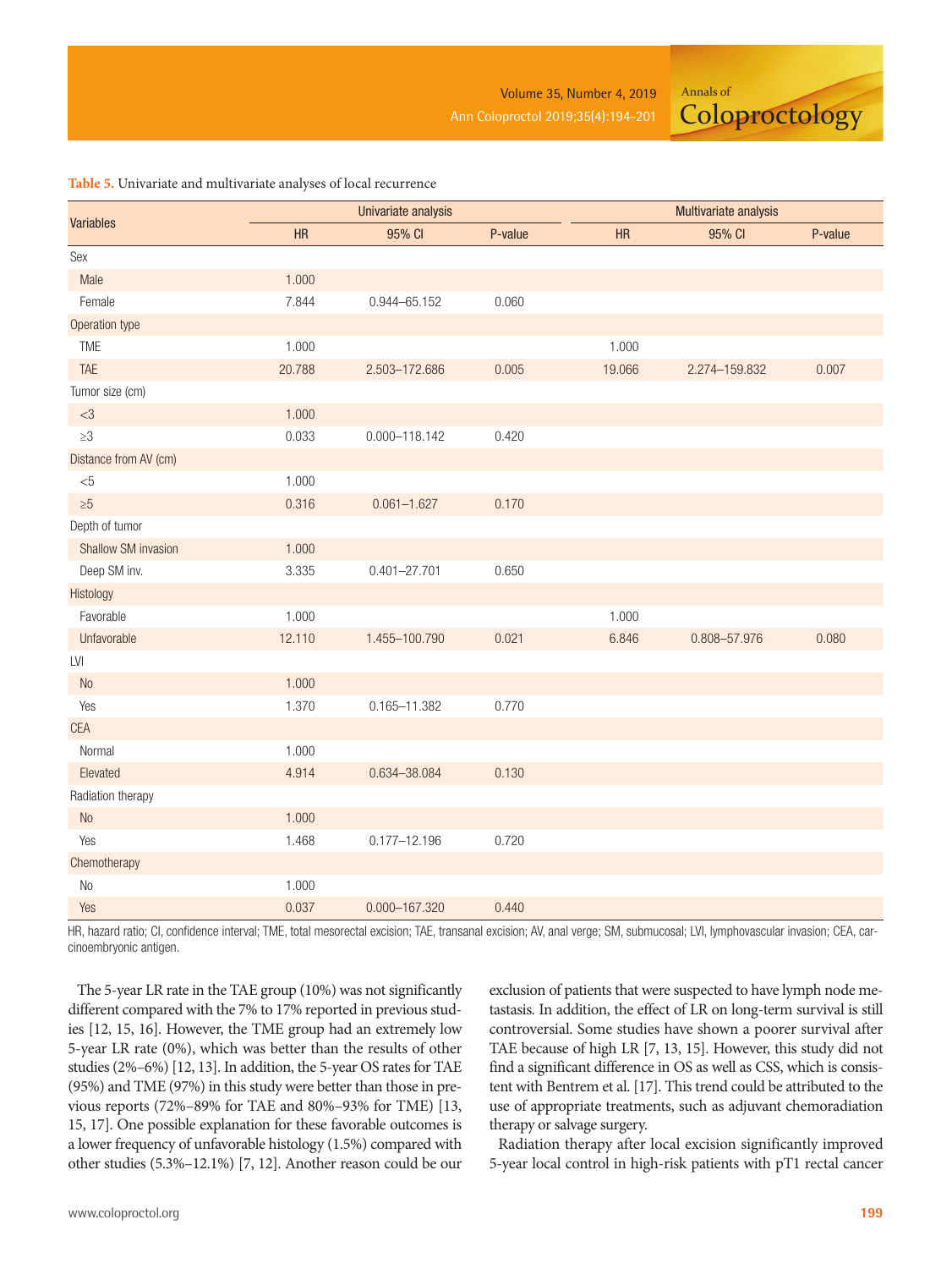**Table 5.** Univariate and multivariate analyses of local recurrence

| Variables | Univariate analysis | | | Multivariate analysis | | |
|---|---|---|---|---|---|---|
| | HR | 95% CI | P-value | HR | 95% CI | P-value |
| Sex | | | | | | |
| Male | 1.000 | | | | | |
| Female | 7.844 | 0.944–65.152 | 0.060 | | | |
| Operation type | | | | | | |
| TME | 1.000 | | | 1.000 | | |
| TAE | 20.788 | 2.503–172.686 | 0.005 | 19.066 | 2.274–159.832 | 0.007 |
| Tumor size (cm) | | | | | | |
| <3 | 1.000 | | | | | |
| ≥3 | 0.033 | 0.000–118.142 | 0.420 | | | |
| Distance from AV (cm) | | | | | | |
| <5 | 1.000 | | | | | |
| ≥5 | 0.316 | 0.061–1.627 | 0.170 | | | |
| Depth of tumor | | | | | | |
| Shallow SM invasion | 1.000 | | | | | |
| Deep SM inv. | 3.335 | 0.401–27.701 | 0.650 | | | |
| Histology | | | | | | |
| Favorable | 1.000 | | | 1.000 | | |
| Unfavorable | 12.110 | 1.455–100.790 | 0.021 | 6.846 | 0.808–57.976 | 0.080 |
| LVI | | | | | | |
| No | 1.000 | | | | | |
| Yes | 1.370 | 0.165–11.382 | 0.770 | | | |
| CEA | | | | | | |
| Normal | 1.000 | | | | | |
| Elevated | 4.914 | 0.634–38.084 | 0.130 | | | |
| Radiation therapy | | | | | | |
| No | 1.000 | | | | | |
| Yes | 1.468 | 0.177–12.196 | 0.720 | | | |
| Chemotherapy | | | | | | |
| No | 1.000 | | | | | |
| Yes | 0.037 | 0.000–167.320 | 0.440 | | | |

HR, hazard ratio; CI, confidence interval; TME, total mesorectal excision; TAE, transanal excision; AV, anal verge; SM, submucosal; LVI, lymphovascular invasion; CEA, carcinoembryonic antigen.

The 5-year LR rate in the TAE group (10%) was not significantly different compared with the 7% to 17% reported in previous studies [12, 15, 16]. However, the TME group had an extremely low 5-year LR rate (0%), which was better than the results of other studies (2%–6%) [12, 13]. In addition, the 5-year OS rates for TAE (95%) and TME (97%) in this study were better than those in previous reports (72%–89% for TAE and 80%–93% for TME) [13, 15, 17]. One possible explanation for these favorable outcomes is a lower frequency of unfavorable histology (1.5%) compared with other studies (5.3%–12.1%) [7, 12]. Another reason could be our exclusion of patients that were suspected to have lymph node metastasis. In addition, the effect of LR on long-term survival is still controversial. Some studies have shown a poorer survival after TAE because of high LR [7, 13, 15]. However, this study did not find a significant difference in OS as well as CSS, which is consistent with Bentrem et al. [17]. This trend could be attributed to the use of appropriate treatments, such as adjuvant chemoradiation therapy or salvage surgery.

Radiation therapy after local excision significantly improved 5-year local control in high-risk patients with pT1 rectal cancer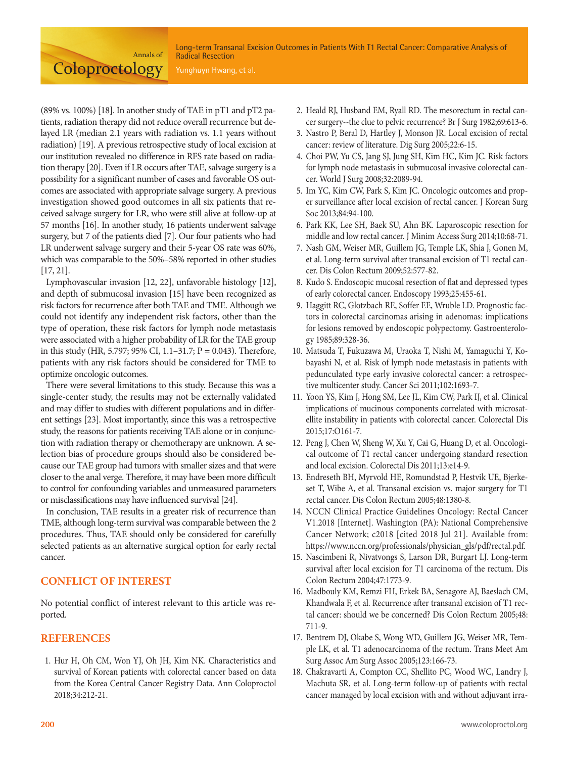(89% vs. 100%) [18]. In another study of TAE in pT1 and pT2 patients, radiation therapy did not reduce overall recurrence but delayed LR (median 2.1 years with radiation vs. 1.1 years without radiation) [19]. A previous retrospective study of local excision at our institution revealed no difference in RFS rate based on radiation therapy [20]. Even if LR occurs after TAE, salvage surgery is a possibility for a significant number of cases and favorable OS outcomes are associated with appropriate salvage surgery. A previous investigation showed good outcomes in all six patients that received salvage surgery for LR, who were still alive at follow-up at 57 months [16]. In another study, 16 patients underwent salvage surgery, but 7 of the patients died [7]. Our four patients who had LR underwent salvage surgery and their 5-year OS rate was 60%, which was comparable to the 50%–58% reported in other studies [17, 21].

Lymphovascular invasion [12, 22], unfavorable histology [12], and depth of submucosal invasion [15] have been recognized as risk factors for recurrence after both TAE and TME. Although we could not identify any independent risk factors, other than the type of operation, these risk factors for lymph node metastasis were associated with a higher probability of LR for the TAE group in this study (HR, 5.797; 95% CI, 1.1–31.7; P = 0.043). Therefore, patients with any risk factors should be considered for TME to optimize oncologic outcomes.

There were several limitations to this study. Because this was a single-center study, the results may not be externally validated and may differ to studies with different populations and in different settings [23]. Most importantly, since this was a retrospective study, the reasons for patients receiving TAE alone or in conjunction with radiation therapy or chemotherapy are unknown. A selection bias of procedure groups should also be considered because our TAE group had tumors with smaller sizes and that were closer to the anal verge. Therefore, it may have been more difficult to control for confounding variables and unmeasured parameters or misclassifications may have influenced survival [24].

In conclusion, TAE results in a greater risk of recurrence than TME, although long-term survival was comparable between the 2 procedures. Thus, TAE should only be considered for carefully selected patients as an alternative surgical option for early rectal cancer.

## CONFLICT OF INTEREST

No potential conflict of interest relevant to this article was reported.

## REFERENCES

1. Hur H, Oh CM, Won YJ, Oh JH, Kim NK. Characteristics and survival of Korean patients with colorectal cancer based on data from the Korea Central Cancer Registry Data. Ann Coloproctol 2018;34:212-21.
2. Heald RJ, Husband EM, Ryall RD. The mesorectum in rectal cancer surgery--the clue to pelvic recurrence? Br J Surg 1982;69:613-6.
3. Nastro P, Beral D, Hartley J, Monson JR. Local excision of rectal cancer: review of literature. Dig Surg 2005;22:6-15.
4. Choi PW, Yu CS, Jang SJ, Jung SH, Kim HC, Kim JC. Risk factors for lymph node metastasis in submucosal invasive colorectal cancer. World J Surg 2008;32:2089-94.
5. Im YC, Kim CW, Park S, Kim JC. Oncologic outcomes and proper surveillance after local excision of rectal cancer. J Korean Surg Soc 2013;84:94-100.
6. Park KK, Lee SH, Baek SU, Ahn BK. Laparoscopic resection for middle and low rectal cancer. J Minim Access Surg 2014;10:68-71.
7. Nash GM, Weiser MR, Guillem JG, Temple LK, Shia J, Gonen M, et al. Long-term survival after transanal excision of T1 rectal cancer. Dis Colon Rectum 2009;52:577-82.
8. Kudo S. Endoscopic mucosal resection of flat and depressed types of early colorectal cancer. Endoscopy 1993;25:455-61.
9. Haggitt RC, Glotzbach RE, Soffer EE, Wruble LD. Prognostic factors in colorectal carcinomas arising in adenomas: implications for lesions removed by endoscopic polypectomy. Gastroenterology 1985;89:328-36.
10. Matsuda T, Fukuzawa M, Uraoka T, Nishi M, Yamaguchi Y, Kobayashi N, et al. Risk of lymph node metastasis in patients with pedunculated type early invasive colorectal cancer: a retrospective multicenter study. Cancer Sci 2011;102:1693-7.
11. Yoon YS, Kim J, Hong SM, Lee JL, Kim CW, Park IJ, et al. Clinical implications of mucinous components correlated with microsatellite instability in patients with colorectal cancer. Colorectal Dis 2015;17:O161-7.
12. Peng J, Chen W, Sheng W, Xu Y, Cai G, Huang D, et al. Oncological outcome of T1 rectal cancer undergoing standard resection and local excision. Colorectal Dis 2011;13:e14-9.
13. Endreseth BH, Myrvold HE, Romundstad P, Hestvik UE, Bjerkeset T, Wibe A, et al. Transanal excision vs. major surgery for T1 rectal cancer. Dis Colon Rectum 2005;48:1380-8.
14. NCCN Clinical Practice Guidelines Oncology: Rectal Cancer V1.2018 [Internet]. Washington (PA): National Comprehensive Cancer Network; c2018 [cited 2018 Jul 21]. Available from: https://www.nccn.org/professionals/physician_gls/pdf/rectal.pdf.
15. Nascimbeni R, Nivatvongs S, Larson DR, Burgart LJ. Long-term survival after local excision for T1 carcinoma of the rectum. Dis Colon Rectum 2004;47:1773-9.
16. Madbouly KM, Remzi FH, Erkek BA, Senagore AJ, Baeslach CM, Khandwala F, et al. Recurrence after transanal excision of T1 rectal cancer: should we be concerned? Dis Colon Rectum 2005;48:711-9.
17. Bentrem DJ, Okabe S, Wong WD, Guillem JG, Weiser MR, Temple LK, et al. T1 adenocarcinoma of the rectum. Trans Meet Am Surg Assoc Am Surg Assoc 2005;123:166-73.
18. Chakravarti A, Compton CC, Shellito PC, Wood WC, Landry J, Machuta SR, et al. Long-term follow-up of patients with rectal cancer managed by local excision with and without adjuvant irra-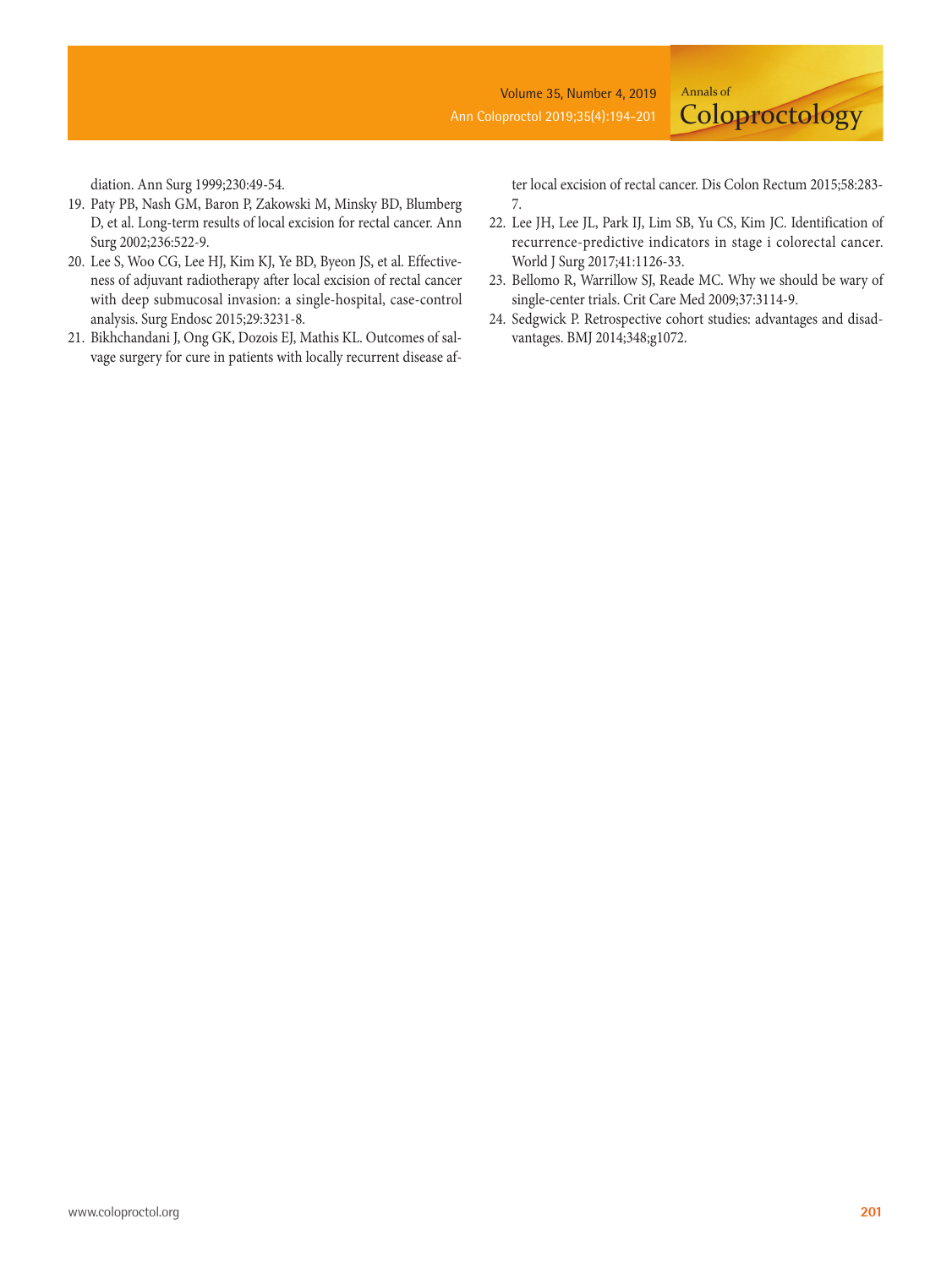diation. Ann Surg 1999;230:49-54.

19. Paty PB, Nash GM, Baron P, Zakowski M, Minsky BD, Blumberg D, et al. Long-term results of local excision for rectal cancer. Ann Surg 2002;236:522-9.
20. Lee S, Woo CG, Lee HJ, Kim KJ, Ye BD, Byeon JS, et al. Effectiveness of adjuvant radiotherapy after local excision of rectal cancer with deep submucosal invasion: a single-hospital, case-control analysis. Surg Endosc 2015;29:3231-8.
21. Bikhchandani J, Ong GK, Dozois EJ, Mathis KL. Outcomes of salvage surgery for cure in patients with locally recurrent disease after local excision of rectal cancer. Dis Colon Rectum 2015;58:283-7.
22. Lee JH, Lee JL, Park IJ, Lim SB, Yu CS, Kim JC. Identification of recurrence-predictive indicators in stage i colorectal cancer. World J Surg 2017;41:1126-33.
23. Bellomo R, Warrillow SJ, Reade MC. Why we should be wary of single-center trials. Crit Care Med 2009;37:3114-9.
24. Sedgwick P. Retrospective cohort studies: advantages and disadvantages. BMJ 2014;348;g1072.